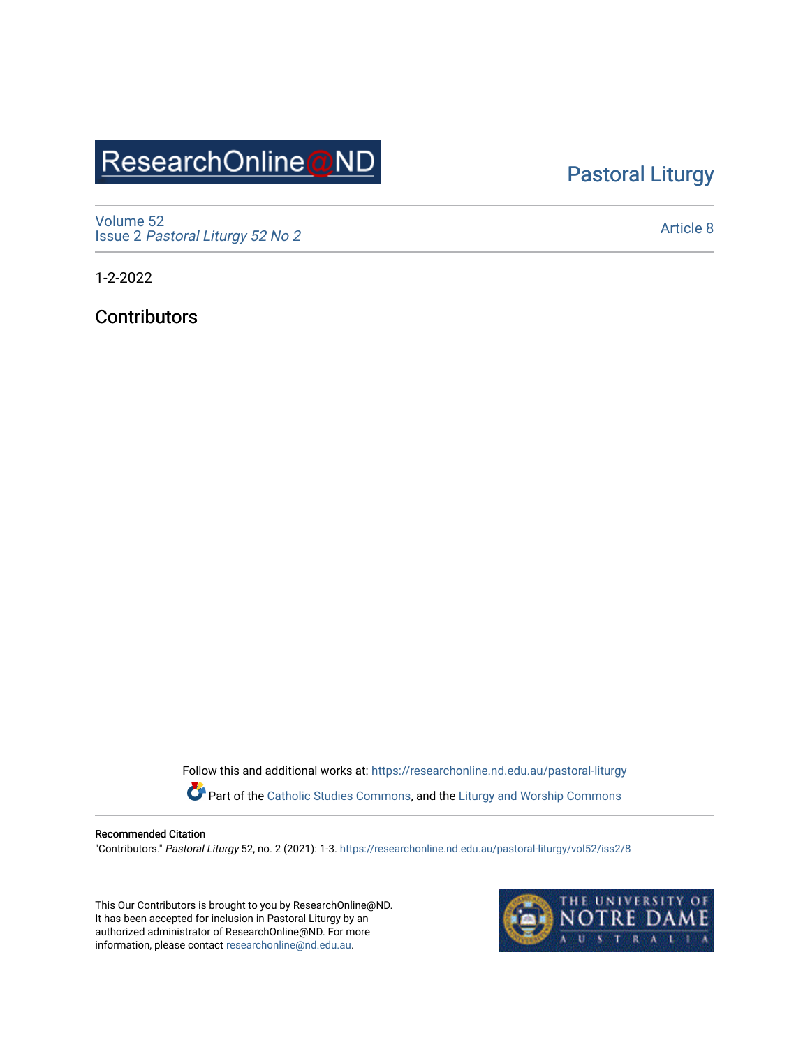ResearchOnline@ND

Pastoral Liturgy

Volume 52
Issue 2 *Pastoral Liturgy 52 No 2*

Article 8

1-2-2022

# Contributors

Follow this and additional works at: https://researchonline.nd.edu.au/pastoral-liturgy

Part of the Catholic Studies Commons, and the Liturgy and Worship Commons

**Recommended Citation**
"Contributors." *Pastoral Liturgy* 52, no. 2 (2021): 1-3. https://researchonline.nd.edu.au/pastoral-liturgy/vol52/iss2/8

This Our Contributors is brought to you by ResearchOnline@ND. It has been accepted for inclusion in Pastoral Liturgy by an authorized administrator of ResearchOnline@ND. For more information, please contact researchonline@nd.edu.au.

THE UNIVERSITY OF NOTRE DAME AUSTRALIA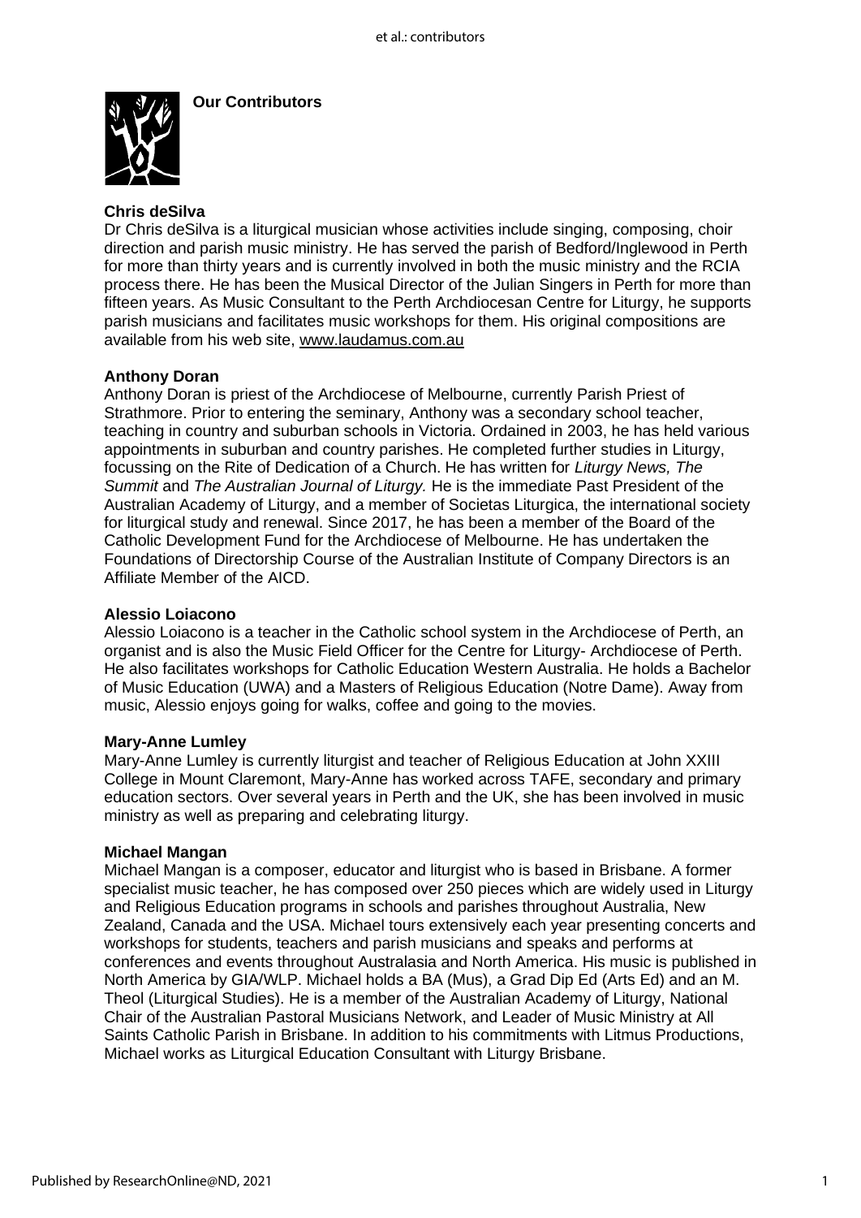## Our Contributors

**Chris deSilva**
Dr Chris deSilva is a liturgical musician whose activities include singing, composing, choir direction and parish music ministry. He has served the parish of Bedford/Inglewood in Perth for more than thirty years and is currently involved in both the music ministry and the RCIA process there. He has been the Musical Director of the Julian Singers in Perth for more than fifteen years. As Music Consultant to the Perth Archdiocesan Centre for Liturgy, he supports parish musicians and facilitates music workshops for them. His original compositions are available from his web site, www.laudamus.com.au

**Anthony Doran**
Anthony Doran is priest of the Archdiocese of Melbourne, currently Parish Priest of Strathmore. Prior to entering the seminary, Anthony was a secondary school teacher, teaching in country and suburban schools in Victoria. Ordained in 2003, he has held various appointments in suburban and country parishes. He completed further studies in Liturgy, focussing on the Rite of Dedication of a Church. He has written for *Liturgy News, The Summit* and *The Australian Journal of Liturgy.* He is the immediate Past President of the Australian Academy of Liturgy, and a member of Societas Liturgica, the international society for liturgical study and renewal. Since 2017, he has been a member of the Board of the Catholic Development Fund for the Archdiocese of Melbourne. He has undertaken the Foundations of Directorship Course of the Australian Institute of Company Directors is an Affiliate Member of the AICD.

**Alessio Loiacono**
Alessio Loiacono is a teacher in the Catholic school system in the Archdiocese of Perth, an organist and is also the Music Field Officer for the Centre for Liturgy- Archdiocese of Perth. He also facilitates workshops for Catholic Education Western Australia. He holds a Bachelor of Music Education (UWA) and a Masters of Religious Education (Notre Dame). Away from music, Alessio enjoys going for walks, coffee and going to the movies.

**Mary-Anne Lumley**
Mary-Anne Lumley is currently liturgist and teacher of Religious Education at John XXIII College in Mount Claremont, Mary-Anne has worked across TAFE, secondary and primary education sectors. Over several years in Perth and the UK, she has been involved in music ministry as well as preparing and celebrating liturgy.

**Michael Mangan**
Michael Mangan is a composer, educator and liturgist who is based in Brisbane. A former specialist music teacher, he has composed over 250 pieces which are widely used in Liturgy and Religious Education programs in schools and parishes throughout Australia, New Zealand, Canada and the USA. Michael tours extensively each year presenting concerts and workshops for students, teachers and parish musicians and speaks and performs at conferences and events throughout Australasia and North America. His music is published in North America by GIA/WLP. Michael holds a BA (Mus), a Grad Dip Ed (Arts Ed) and an M. Theol (Liturgical Studies). He is a member of the Australian Academy of Liturgy, National Chair of the Australian Pastoral Musicians Network, and Leader of Music Ministry at All Saints Catholic Parish in Brisbane. In addition to his commitments with Litmus Productions, Michael works as Liturgical Education Consultant with Liturgy Brisbane.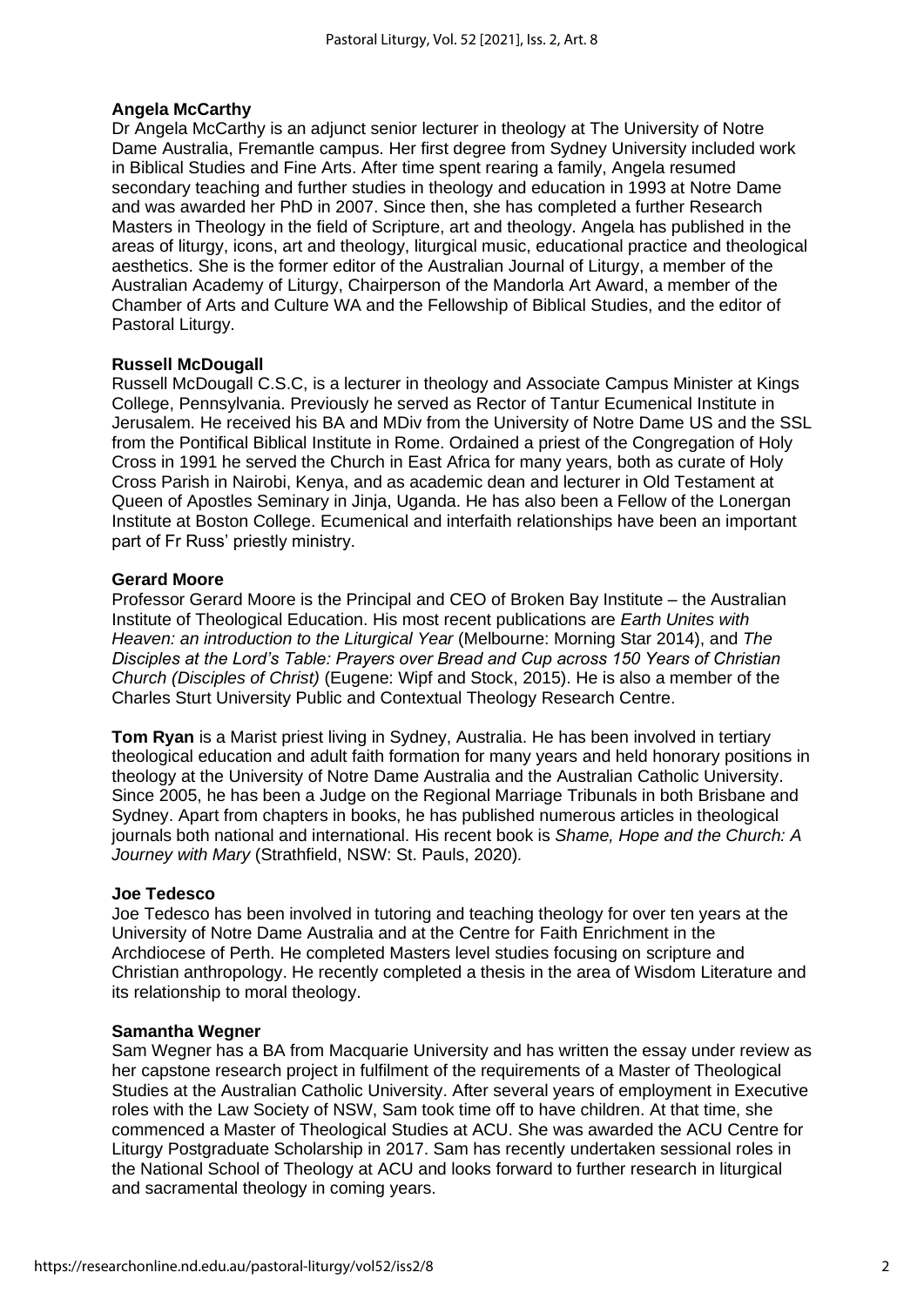**Angela McCarthy**
Dr Angela McCarthy is an adjunct senior lecturer in theology at The University of Notre Dame Australia, Fremantle campus. Her first degree from Sydney University included work in Biblical Studies and Fine Arts. After time spent rearing a family, Angela resumed secondary teaching and further studies in theology and education in 1993 at Notre Dame and was awarded her PhD in 2007. Since then, she has completed a further Research Masters in Theology in the field of Scripture, art and theology. Angela has published in the areas of liturgy, icons, art and theology, liturgical music, educational practice and theological aesthetics. She is the former editor of the Australian Journal of Liturgy, a member of the Australian Academy of Liturgy, Chairperson of the Mandorla Art Award, a member of the Chamber of Arts and Culture WA and the Fellowship of Biblical Studies, and the editor of Pastoral Liturgy.

**Russell McDougall**
Russell McDougall C.S.C, is a lecturer in theology and Associate Campus Minister at Kings College, Pennsylvania. Previously he served as Rector of Tantur Ecumenical Institute in Jerusalem. He received his BA and MDiv from the University of Notre Dame US and the SSL from the Pontifical Biblical Institute in Rome. Ordained a priest of the Congregation of Holy Cross in 1991 he served the Church in East Africa for many years, both as curate of Holy Cross Parish in Nairobi, Kenya, and as academic dean and lecturer in Old Testament at Queen of Apostles Seminary in Jinja, Uganda. He has also been a Fellow of the Lonergan Institute at Boston College. Ecumenical and interfaith relationships have been an important part of Fr Russ' priestly ministry.

**Gerard Moore**
Professor Gerard Moore is the Principal and CEO of Broken Bay Institute – the Australian Institute of Theological Education. His most recent publications are *Earth Unites with Heaven: an introduction to the Liturgical Year* (Melbourne: Morning Star 2014), and *The Disciples at the Lord's Table: Prayers over Bread and Cup across 150 Years of Christian Church (Disciples of Christ)* (Eugene: Wipf and Stock, 2015). He is also a member of the Charles Sturt University Public and Contextual Theology Research Centre.

**Tom Ryan** is a Marist priest living in Sydney, Australia. He has been involved in tertiary theological education and adult faith formation for many years and held honorary positions in theology at the University of Notre Dame Australia and the Australian Catholic University. Since 2005, he has been a Judge on the Regional Marriage Tribunals in both Brisbane and Sydney. Apart from chapters in books, he has published numerous articles in theological journals both national and international. His recent book is *Shame, Hope and the Church: A Journey with Mary* (Strathfield, NSW: St. Pauls, 2020).

**Joe Tedesco**
Joe Tedesco has been involved in tutoring and teaching theology for over ten years at the University of Notre Dame Australia and at the Centre for Faith Enrichment in the Archdiocese of Perth. He completed Masters level studies focusing on scripture and Christian anthropology. He recently completed a thesis in the area of Wisdom Literature and its relationship to moral theology.

**Samantha Wegner**
Sam Wegner has a BA from Macquarie University and has written the essay under review as her capstone research project in fulfilment of the requirements of a Master of Theological Studies at the Australian Catholic University. After several years of employment in Executive roles with the Law Society of NSW, Sam took time off to have children. At that time, she commenced a Master of Theological Studies at ACU. She was awarded the ACU Centre for Liturgy Postgraduate Scholarship in 2017. Sam has recently undertaken sessional roles in the National School of Theology at ACU and looks forward to further research in liturgical and sacramental theology in coming years.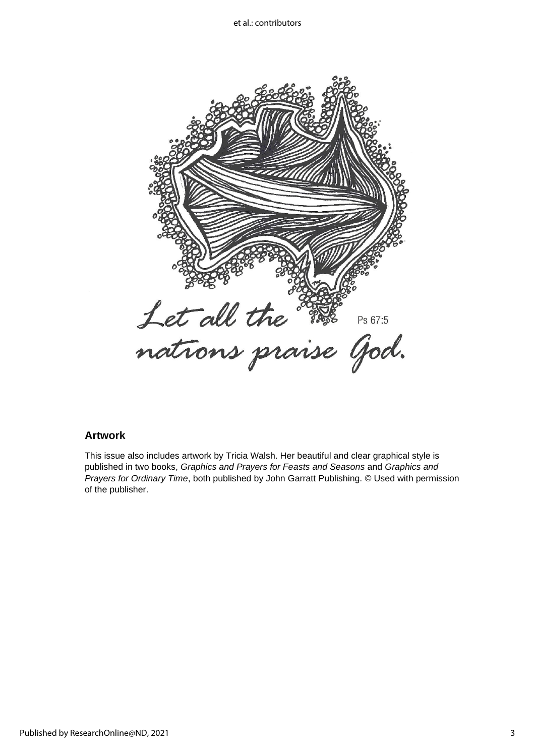Let all the nations praise God.

Ps 67:5

## Artwork

This issue also includes artwork by Tricia Walsh. Her beautiful and clear graphical style is published in two books, *Graphics and Prayers for Feasts and Seasons* and *Graphics and Prayers for Ordinary Time*, both published by John Garratt Publishing. © Used with permission of the publisher.